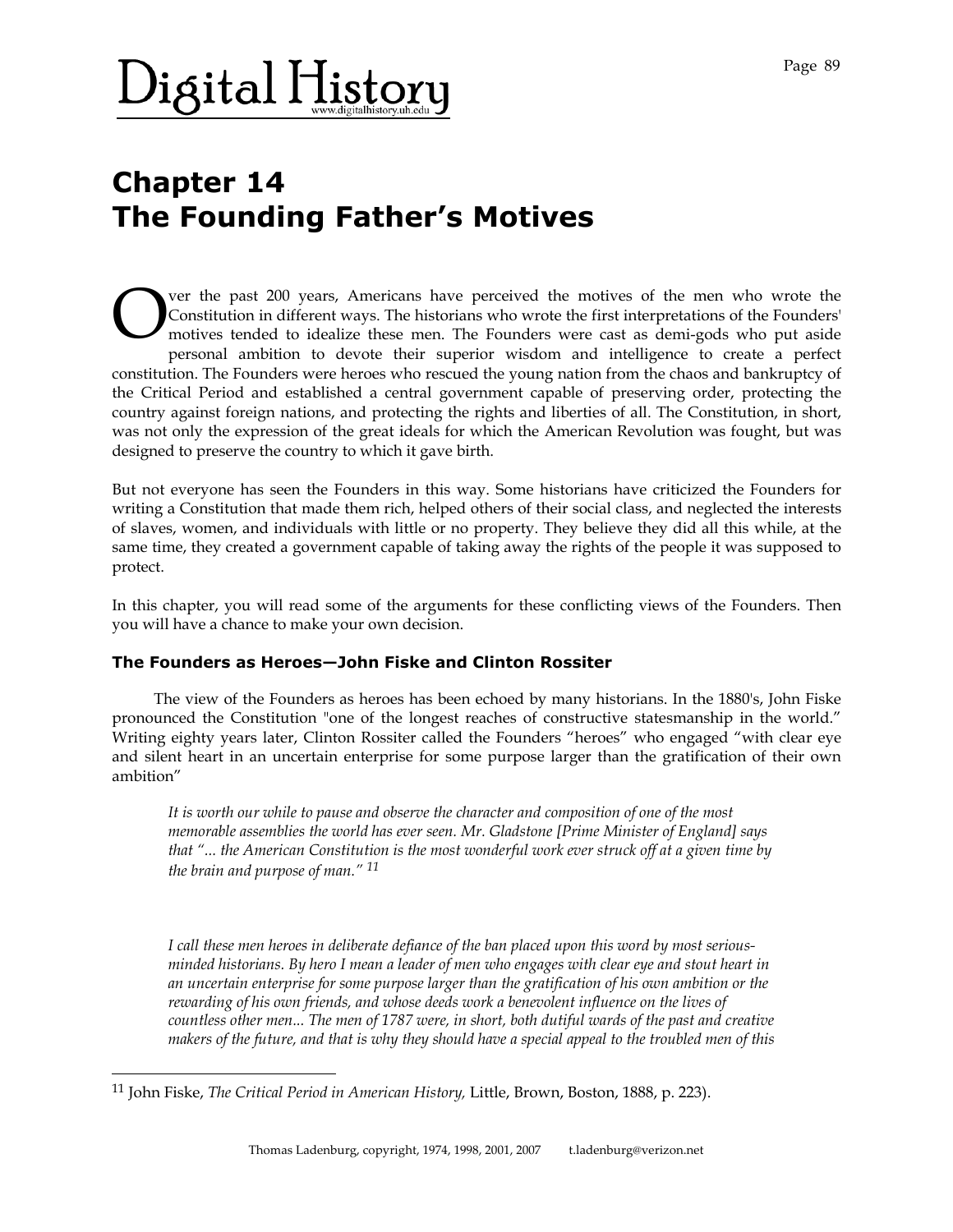# Chapter 14
# The Founding Father's Motives

Over the past 200 years, Americans have perceived the motives of the men who wrote the Constitution in different ways. The historians who wrote the first interpretations of the Founders' motives tended to idealize these men. The Founders were cast as demi-gods who put aside personal ambition to devote their superior wisdom and intelligence to create a perfect constitution. The Founders were heroes who rescued the young nation from the chaos and bankruptcy of the Critical Period and established a central government capable of preserving order, protecting the country against foreign nations, and protecting the rights and liberties of all. The Constitution, in short, was not only the expression of the great ideals for which the American Revolution was fought, but was designed to preserve the country to which it gave birth.

But not everyone has seen the Founders in this way. Some historians have criticized the Founders for writing a Constitution that made them rich, helped others of their social class, and neglected the interests of slaves, women, and individuals with little or no property. They believe they did all this while, at the same time, they created a government capable of taking away the rights of the people it was supposed to protect.

In this chapter, you will read some of the arguments for these conflicting views of the Founders. Then you will have a chance to make your own decision.

### The Founders as Heroes—John Fiske and Clinton Rossiter

The view of the Founders as heroes has been echoed by many historians. In the 1880's, John Fiske pronounced the Constitution "one of the longest reaches of constructive statesmanship in the world." Writing eighty years later, Clinton Rossiter called the Founders "heroes" who engaged "with clear eye and silent heart in an uncertain enterprise for some purpose larger than the gratification of their own ambition"

> *It is worth our while to pause and observe the character and composition of one of the most memorable assemblies the world has ever seen. Mr. Gladstone [Prime Minister of England] says that "... the American Constitution is the most wonderful work ever struck off at a given time by the brain and purpose of man."* [11]

> *I call these men heroes in deliberate defiance of the ban placed upon this word by most serious-minded historians. By hero I mean a leader of men who engages with clear eye and stout heart in an uncertain enterprise for some purpose larger than the gratification of his own ambition or the rewarding of his own friends, and whose deeds work a benevolent influence on the lives of countless other men... The men of 1787 were, in short, both dutiful wards of the past and creative makers of the future, and that is why they should have a special appeal to the troubled men of this*

---

[11] John Fiske, *The Critical Period in American History,* Little, Brown, Boston, 1888, p. 223).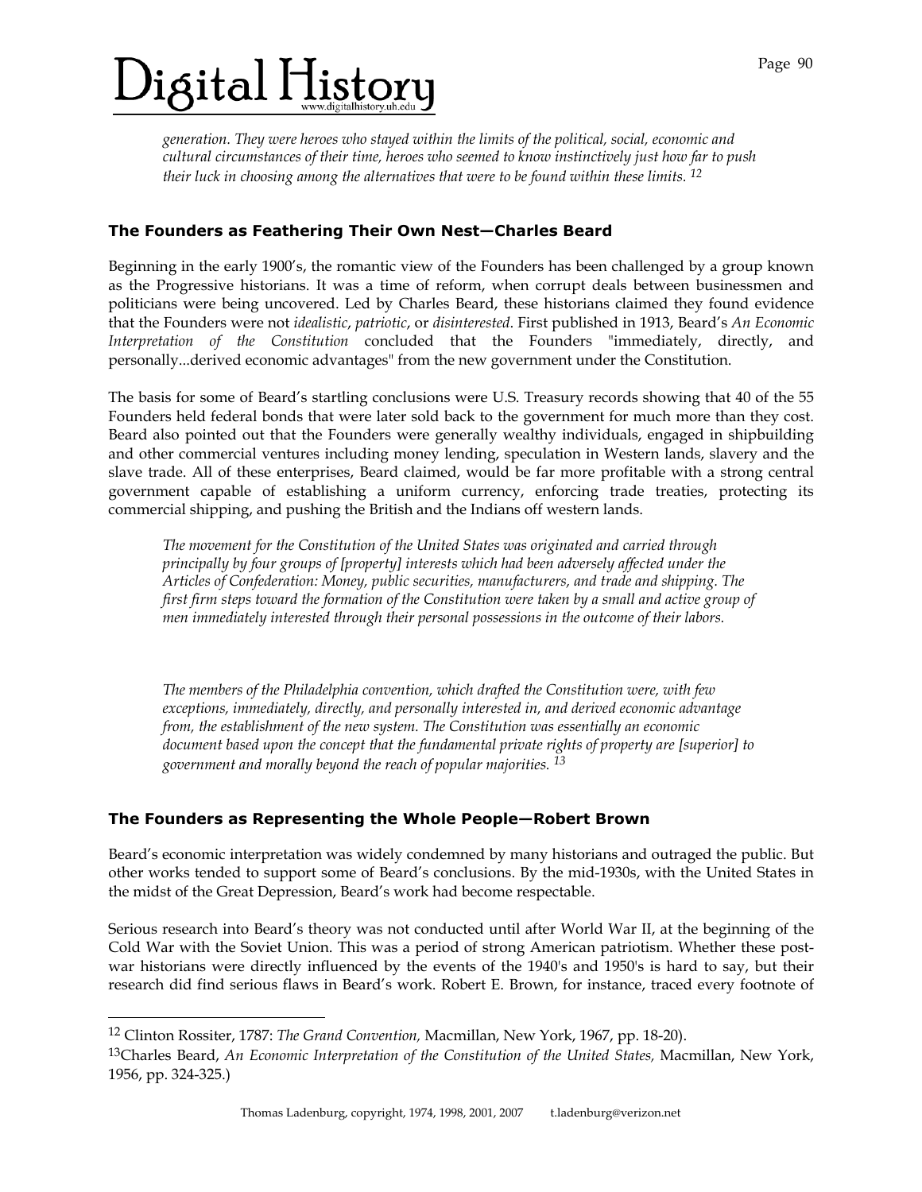> *generation. They were heroes who stayed within the limits of the political, social, economic and cultural circumstances of their time, heroes who seemed to know instinctively just how far to push their luck in choosing among the alternatives that were to be found within these limits.* [12]

### The Founders as Feathering Their Own Nest—Charles Beard

Beginning in the early 1900's, the romantic view of the Founders has been challenged by a group known as the Progressive historians. It was a time of reform, when corrupt deals between businessmen and politicians were being uncovered. Led by Charles Beard, these historians claimed they found evidence that the Founders were not *idealistic*, *patriotic*, or *disinterested*. First published in 1913, Beard's *An Economic Interpretation of the Constitution* concluded that the Founders "immediately, directly, and personally...derived economic advantages" from the new government under the Constitution.

The basis for some of Beard's startling conclusions were U.S. Treasury records showing that 40 of the 55 Founders held federal bonds that were later sold back to the government for much more than they cost. Beard also pointed out that the Founders were generally wealthy individuals, engaged in shipbuilding and other commercial ventures including money lending, speculation in Western lands, slavery and the slave trade. All of these enterprises, Beard claimed, would be far more profitable with a strong central government capable of establishing a uniform currency, enforcing trade treaties, protecting its commercial shipping, and pushing the British and the Indians off western lands.

> *The movement for the Constitution of the United States was originated and carried through principally by four groups of [property] interests which had been adversely affected under the Articles of Confederation: Money, public securities, manufacturers, and trade and shipping. The first firm steps toward the formation of the Constitution were taken by a small and active group of men immediately interested through their personal possessions in the outcome of their labors.*
>
> *The members of the Philadelphia convention, which drafted the Constitution were, with few exceptions, immediately, directly, and personally interested in, and derived economic advantage from, the establishment of the new system. The Constitution was essentially an economic document based upon the concept that the fundamental private rights of property are [superior] to government and morally beyond the reach of popular majorities.* [13]

### The Founders as Representing the Whole People—Robert Brown

Beard's economic interpretation was widely condemned by many historians and outraged the public. But other works tended to support some of Beard's conclusions. By the mid-1930s, with the United States in the midst of the Great Depression, Beard's work had become respectable.

Serious research into Beard's theory was not conducted until after World War II, at the beginning of the Cold War with the Soviet Union. This was a period of strong American patriotism. Whether these post-war historians were directly influenced by the events of the 1940's and 1950's is hard to say, but their research did find serious flaws in Beard's work. Robert E. Brown, for instance, traced every footnote of

---

[12] Clinton Rossiter, 1787: *The Grand Convention,* Macmillan, New York, 1967, pp. 18-20).

[13] Charles Beard, *An Economic Interpretation of the Constitution of the United States,* Macmillan, New York, 1956, pp. 324-325.)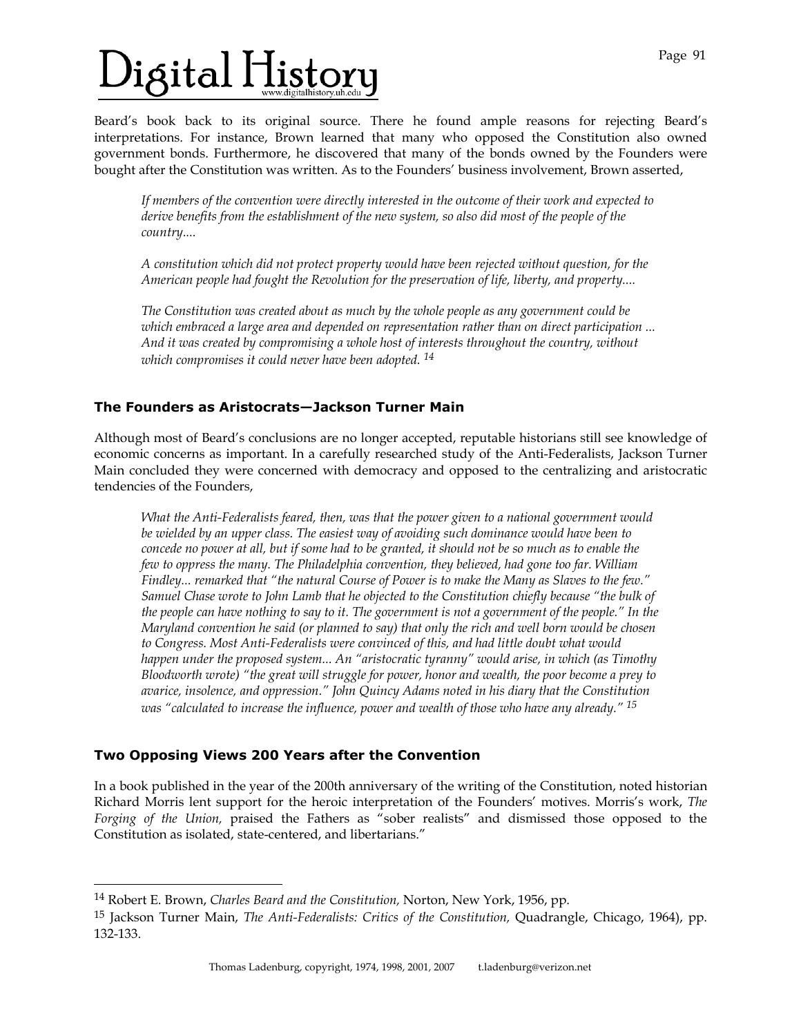Beard's book back to its original source. There he found ample reasons for rejecting Beard's interpretations. For instance, Brown learned that many who opposed the Constitution also owned government bonds. Furthermore, he discovered that many of the bonds owned by the Founders were bought after the Constitution was written. As to the Founders' business involvement, Brown asserted,

> *If members of the convention were directly interested in the outcome of their work and expected to derive benefits from the establishment of the new system, so also did most of the people of the country....*
>
> *A constitution which did not protect property would have been rejected without question, for the American people had fought the Revolution for the preservation of life, liberty, and property....*
>
> *The Constitution was created about as much by the whole people as any government could be which embraced a large area and depended on representation rather than on direct participation ... And it was created by compromising a whole host of interests throughout the country, without which compromises it could never have been adopted.* [14]

### The Founders as Aristocrats—Jackson Turner Main

Although most of Beard's conclusions are no longer accepted, reputable historians still see knowledge of economic concerns as important. In a carefully researched study of the Anti-Federalists, Jackson Turner Main concluded they were concerned with democracy and opposed to the centralizing and aristocratic tendencies of the Founders,

> *What the Anti-Federalists feared, then, was that the power given to a national government would be wielded by an upper class. The easiest way of avoiding such dominance would have been to concede no power at all, but if some had to be granted, it should not be so much as to enable the few to oppress the many. The Philadelphia convention, they believed, had gone too far. William Findley... remarked that "the natural Course of Power is to make the Many as Slaves to the few." Samuel Chase wrote to John Lamb that he objected to the Constitution chiefly because "the bulk of the people can have nothing to say to it. The government is not a government of the people." In the Maryland convention he said (or planned to say) that only the rich and well born would be chosen to Congress. Most Anti-Federalists were convinced of this, and had little doubt what would happen under the proposed system... An "aristocratic tyranny" would arise, in which (as Timothy Bloodworth wrote) "the great will struggle for power, honor and wealth, the poor become a prey to avarice, insolence, and oppression." John Quincy Adams noted in his diary that the Constitution was "calculated to increase the influence, power and wealth of those who have any already."* [15]

### Two Opposing Views 200 Years after the Convention

In a book published in the year of the 200th anniversary of the writing of the Constitution, noted historian Richard Morris lent support for the heroic interpretation of the Founders' motives. Morris's work, *The Forging of the Union,* praised the Fathers as "sober realists" and dismissed those opposed to the Constitution as isolated, state-centered, and libertarians."

---

[14] Robert E. Brown, *Charles Beard and the Constitution,* Norton, New York, 1956, pp.

[15] Jackson Turner Main, *The Anti-Federalists: Critics of the Constitution,* Quadrangle, Chicago, 1964), pp. 132-133.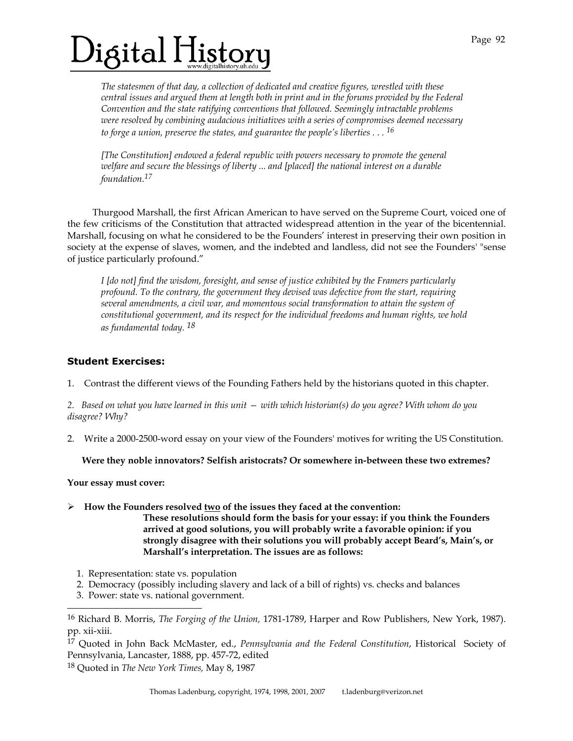*The statesmen of that day, a collection of dedicated and creative figures, wrestled with these central issues and argued them at length both in print and in the forums provided by the Federal Convention and the state ratifying conventions that followed. Seemingly intractable problems were resolved by combining audacious initiatives with a series of compromises deemed necessary to forge a union, preserve the states, and guarantee the people's liberties . . .* [16]

*[The Constitution] endowed a federal republic with powers necessary to promote the general welfare and secure the blessings of liberty ... and [placed] the national interest on a durable foundation.* [17]

Thurgood Marshall, the first African American to have served on the Supreme Court, voiced one of the few criticisms of the Constitution that attracted widespread attention in the year of the bicentennial. Marshall, focusing on what he considered to be the Founders' interest in preserving their own position in society at the expense of slaves, women, and the indebted and landless, did not see the Founders' "sense of justice particularly profound."

*I [do not] find the wisdom, foresight, and sense of justice exhibited by the Framers particularly profound. To the contrary, the government they devised was defective from the start, requiring several amendments, a civil war, and momentous social transformation to attain the system of constitutional government, and its respect for the individual freedoms and human rights, we hold as fundamental today.* [18]

### Student Exercises:

1. Contrast the different views of the Founding Fathers held by the historians quoted in this chapter.

*2. Based on what you have learned in this unit — with which historian(s) do you agree? With whom do you disagree? Why?*

2. Write a 2000-2500-word essay on your view of the Founders' motives for writing the US Constitution.

**Were they noble innovators? Selfish aristocrats? Or somewhere in-between these two extremes?**

**Your essay must cover:**

- **How the Founders resolved two of the issues they faced at the convention:**
  **These resolutions should form the basis for your essay: if you think the Founders arrived at good solutions, you will probably write a favorable opinion: if you strongly disagree with their solutions you will probably accept Beard's, Main's, or Marshall's interpretation. The issues are as follows:**

1. Representation: state vs. population
2. Democracy (possibly including slavery and lack of a bill of rights) vs. checks and balances
3. Power: state vs. national government.

---

[16] Richard B. Morris, *The Forging of the Union,* 1781-1789, Harper and Row Publishers, New York, 1987). pp. xii-xiii.

[17] Quoted in John Back McMaster, ed., *Pennsylvania and the Federal Constitution*, Historical Society of Pennsylvania, Lancaster, 1888, pp. 457-72, edited

[18] Quoted in *The New York Times,* May 8, 1987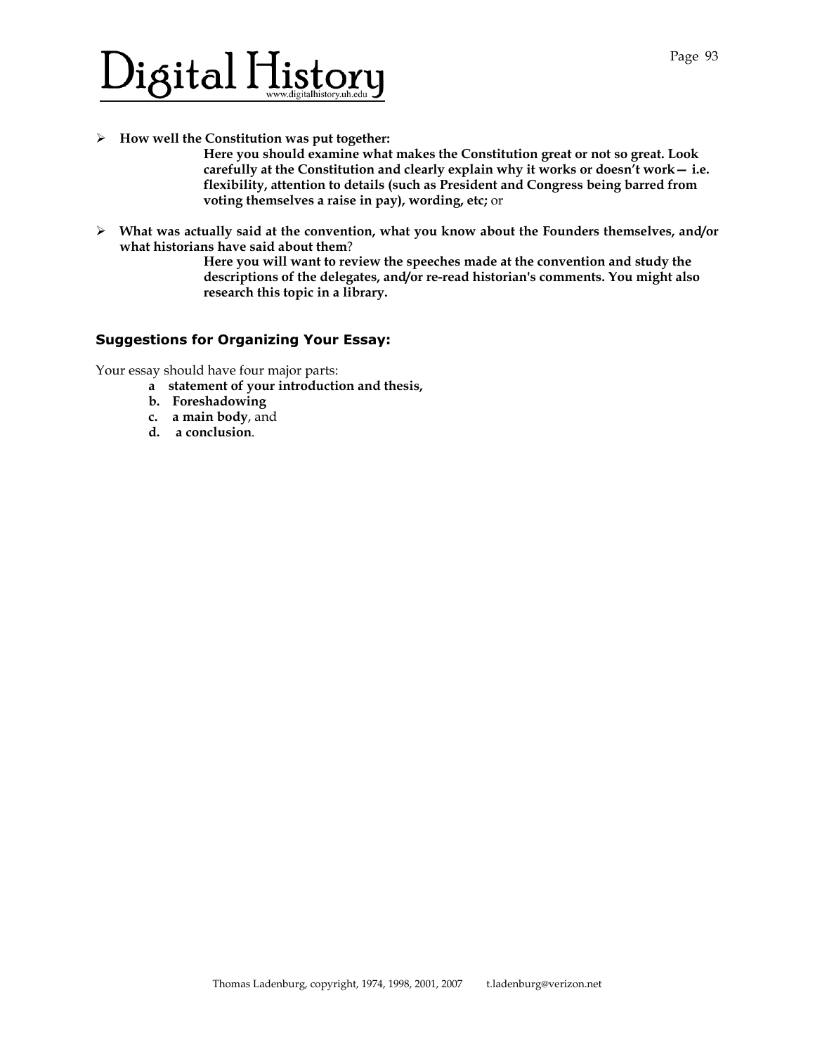- **How well the Constitution was put together:**

  **Here you should examine what makes the Constitution great or not so great. Look carefully at the Constitution and clearly explain why it works or doesn't work— i.e. flexibility, attention to details (such as President and Congress being barred from voting themselves a raise in pay), wording, etc;** or

- **What was actually said at the convention, what you know about the Founders themselves, and/or what historians have said about them**?

  **Here you will want to review the speeches made at the convention and study the descriptions of the delegates, and/or re-read historian's comments. You might also research this topic in a library.**

### Suggestions for Organizing Your Essay:

Your essay should have four major parts:

a **statement of your introduction and thesis,**

b. **Foreshadowing**

c. **a main body**, and

d. **a conclusion**.